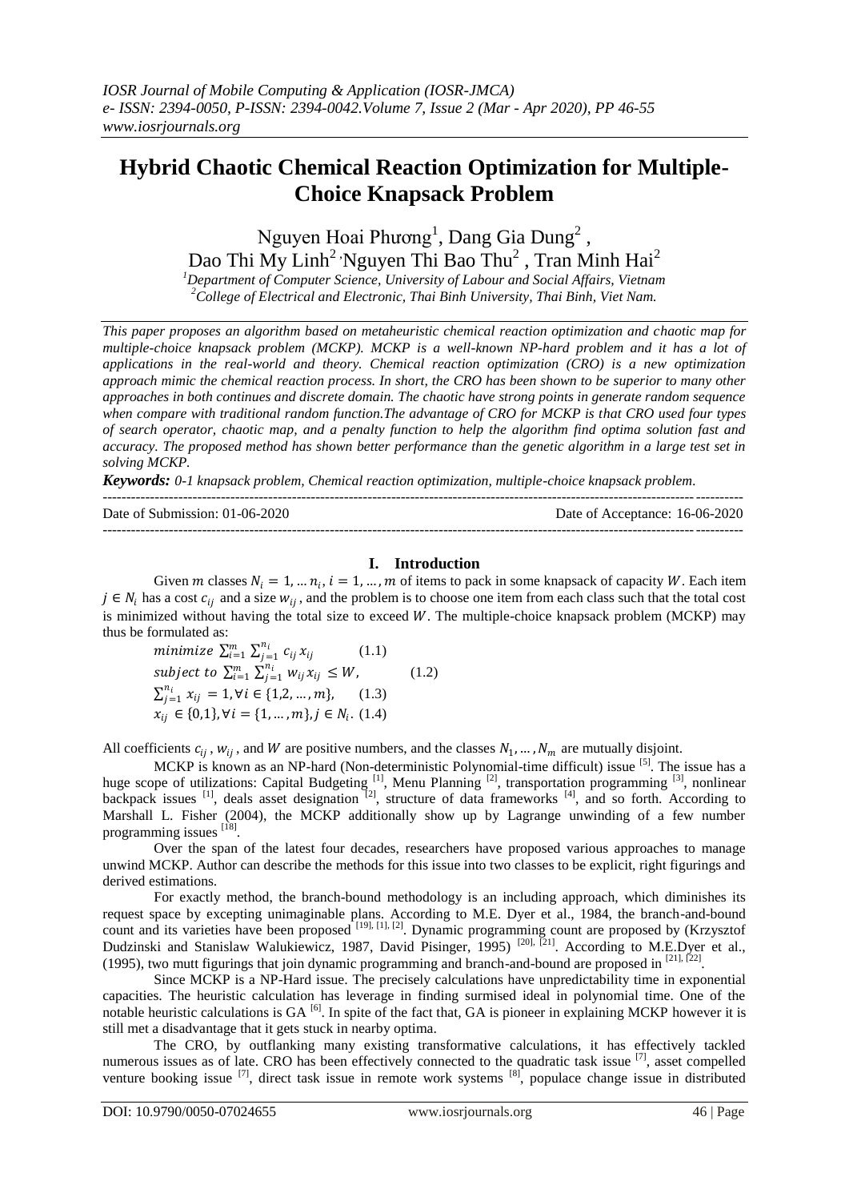# Hybrid Chaotic Chemical Reaction Optimization for Multiple-Choice Knapsack Problem

Nguyen Hoai Phương[1], Dang Gia Dung[2], Dao Thi My Linh[2], Nguyen Thi Bao Thu[2], Tran Minh Hai[2]

[1]*Department of Computer Science, University of Labour and Social Affairs, Vietnam*
[2]*College of Electrical and Electronic, Thai Binh University, Thai Binh, Viet Nam.*

*This paper proposes an algorithm based on metaheuristic chemical reaction optimization and chaotic map for multiple-choice knapsack problem (MCKP). MCKP is a well-known NP-hard problem and it has a lot of applications in the real-world and theory. Chemical reaction optimization (CRO) is a new optimization approach mimic the chemical reaction process. In short, the CRO has been shown to be superior to many other approaches in both continues and discrete domain. The chaotic have strong points in generate random sequence when compare with traditional random function.The advantage of CRO for MCKP is that CRO used four types of search operator, chaotic map, and a penalty function to help the algorithm find optima solution fast and accuracy. The proposed method has shown better performance than the genetic algorithm in a large test set in solving MCKP.*

***Keywords:*** *0-1 knapsack problem, Chemical reaction optimization, multiple-choice knapsack problem.*

Date of Submission: 01-06-2020    Date of Acceptance: 16-06-2020

## I. Introduction

Given $m$ classes $N_i = 1, \ldots n_i, i = 1, \ldots, m$ of items to pack in some knapsack of capacity $W$. Each item $j \in N_i$ has a cost $c_{ij}$ and a size $w_{ij}$, and the problem is to choose one item from each class such that the total cost is minimized without having the total size to exceed $W$. The multiple-choice knapsack problem (MCKP) may thus be formulated as:

$$minimize \sum_{i=1}^{m} \sum_{j=1}^{n_i} c_{ij} x_{ij} \qquad (1.1)$$

$$subject\ to \sum_{i=1}^{m} \sum_{j=1}^{n_i} w_{ij} x_{ij} \leq W, \qquad (1.2)$$

$$\sum_{j=1}^{n_i} x_{ij} = 1, \forall i \in \{1,2,\ldots,m\}, \qquad (1.3)$$

$$x_{ij} \in \{0,1\}, \forall i = \{1,\ldots,m\}, j \in N_i. \quad (1.4)$$

All coefficients $c_{ij}$, $w_{ij}$, and $W$ are positive numbers, and the classes $N_1, \ldots, N_m$ are mutually disjoint.

MCKP is known as an NP-hard (Non-deterministic Polynomial-time difficult) issue [5]. The issue has a huge scope of utilizations: Capital Budgeting [1], Menu Planning [2], transportation programming [3], nonlinear backpack issues [1], deals asset designation [2], structure of data frameworks [4], and so forth. According to Marshall L. Fisher (2004), the MCKP additionally show up by Lagrange unwinding of a few number programming issues [18].

Over the span of the latest four decades, researchers have proposed various approaches to manage unwind MCKP. Author can describe the methods for this issue into two classes to be explicit, right figurings and derived estimations.

For exactly method, the branch-bound methodology is an including approach, which diminishes its request space by excepting unimaginable plans. According to M.E. Dyer et al., 1984, the branch-and-bound count and its varieties have been proposed [19], [1], [2]. Dynamic programming count are proposed by (Krzysztof Dudzinski and Stanislaw Walukiewicz, 1987, David Pisinger, 1995) [20], [21]. According to M.E.Dyer et al., (1995), two mutt figurings that join dynamic programming and branch-and-bound are proposed in [21], [22].

Since MCKP is a NP-Hard issue. The precisely calculations have unpredictability time in exponential capacities. The heuristic calculation has leverage in finding surmised ideal in polynomial time. One of the notable heuristic calculations is GA [6]. In spite of the fact that, GA is pioneer in explaining MCKP however it is still met a disadvantage that it gets stuck in nearby optima.

The CRO, by outflanking many existing transformative calculations, it has effectively tackled numerous issues as of late. CRO has been effectively connected to the quadratic task issue [7], asset compelled venture booking issue [7], direct task issue in remote work systems [8], populace change issue in distributed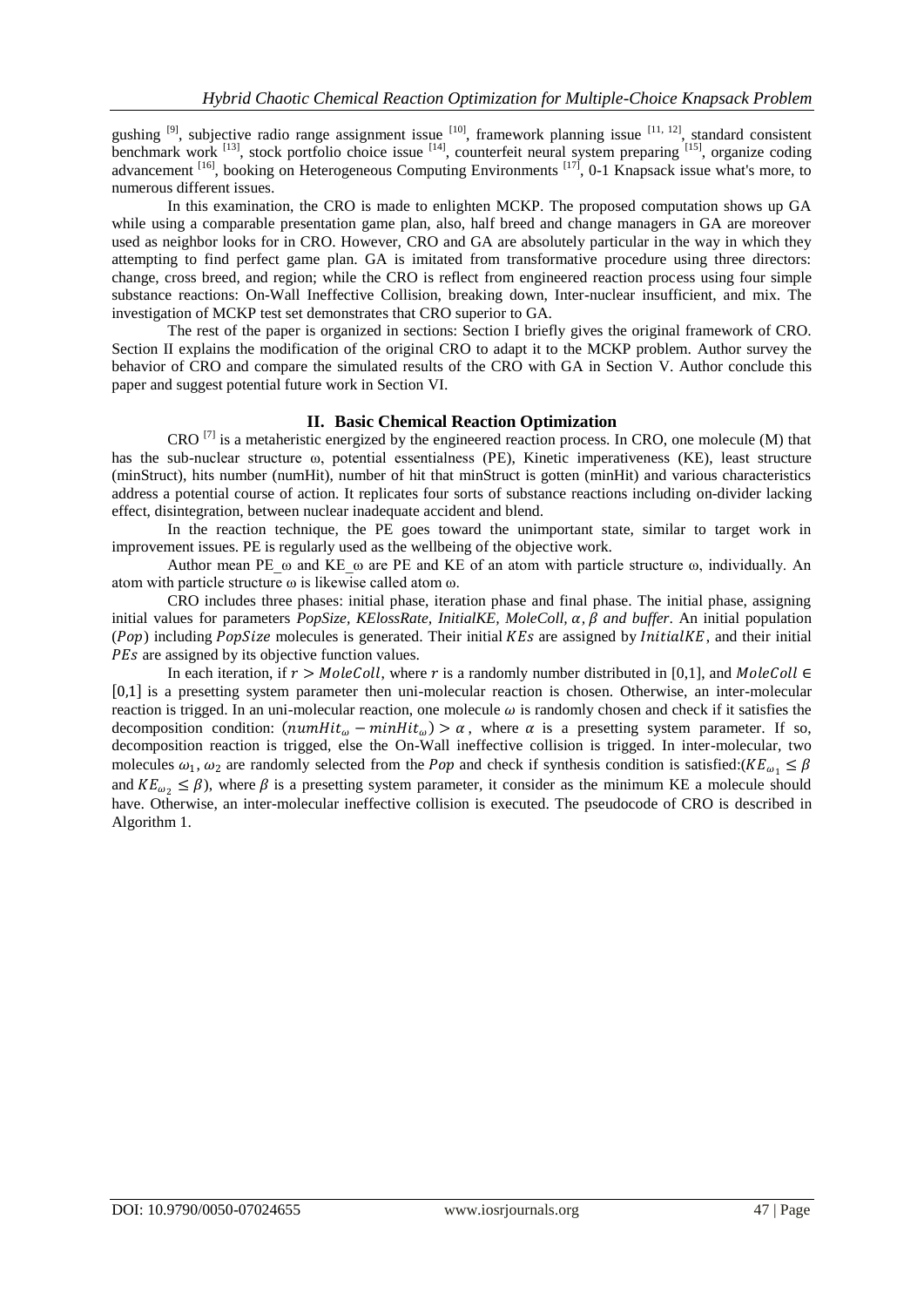gushing [9], subjective radio range assignment issue [10], framework planning issue [11, 12], standard consistent benchmark work [13], stock portfolio choice issue [14], counterfeit neural system preparing [15], organize coding advancement [16], booking on Heterogeneous Computing Environments [17], 0-1 Knapsack issue what's more, to numerous different issues.

In this examination, the CRO is made to enlighten MCKP. The proposed computation shows up GA while using a comparable presentation game plan, also, half breed and change managers in GA are moreover used as neighbor looks for in CRO. However, CRO and GA are absolutely particular in the way in which they attempting to find perfect game plan. GA is imitated from transformative procedure using three directors: change, cross breed, and region; while the CRO is reflect from engineered reaction process using four simple substance reactions: On-Wall Ineffective Collision, breaking down, Inter-nuclear insufficient, and mix. The investigation of MCKP test set demonstrates that CRO superior to GA.

The rest of the paper is organized in sections: Section I briefly gives the original framework of CRO. Section II explains the modification of the original CRO to adapt it to the MCKP problem. Author survey the behavior of CRO and compare the simulated results of the CRO with GA in Section V. Author conclude this paper and suggest potential future work in Section VI.

## II. Basic Chemical Reaction Optimization

CRO [7] is a metaheristic energized by the engineered reaction process. In CRO, one molecule (M) that has the sub-nuclear structure ω, potential essentialness (PE), Kinetic imperativeness (KE), least structure (minStruct), hits number (numHit), number of hit that minStruct is gotten (minHit) and various characteristics address a potential course of action. It replicates four sorts of substance reactions including on-divider lacking effect, disintegration, between nuclear inadequate accident and blend.

In the reaction technique, the PE goes toward the unimportant state, similar to target work in improvement issues. PE is regularly used as the wellbeing of the objective work.

Author mean PE_ω and KE_ω are PE and KE of an atom with particle structure ω, individually. An atom with particle structure ω is likewise called atom ω.

CRO includes three phases: initial phase, iteration phase and final phase. The initial phase, assigning initial values for parameters *PopSize, KElossRate, InitialKE, MoleColl,* $\alpha$, $\beta$ *and buffer*. An initial population ($Pop$) including $PopSize$ molecules is generated. Their initial $KEs$ are assigned by $InitialKE$, and their initial $PEs$ are assigned by its objective function values.

In each iteration, if $r > MoleColl$, where $r$ is a randomly number distributed in [0,1], and $MoleColl \in [0,1]$ is a presetting system parameter then uni-molecular reaction is chosen. Otherwise, an inter-molecular reaction is trigged. In an uni-molecular reaction, one molecule $\omega$ is randomly chosen and check if it satisfies the decomposition condition: $(numHit_\omega - minHit_\omega) > \alpha$, where $\alpha$ is a presetting system parameter. If so, decomposition reaction is trigged, else the On-Wall ineffective collision is trigged. In inter-molecular, two molecules $\omega_1, \omega_2$ are randomly selected from the $Pop$ and check if synthesis condition is satisfied:($KE_{\omega_1} \leq \beta$ and $KE_{\omega_2} \leq \beta$), where $\beta$ is a presetting system parameter, it consider as the minimum KE a molecule should have. Otherwise, an inter-molecular ineffective collision is executed. The pseudocode of CRO is described in Algorithm 1.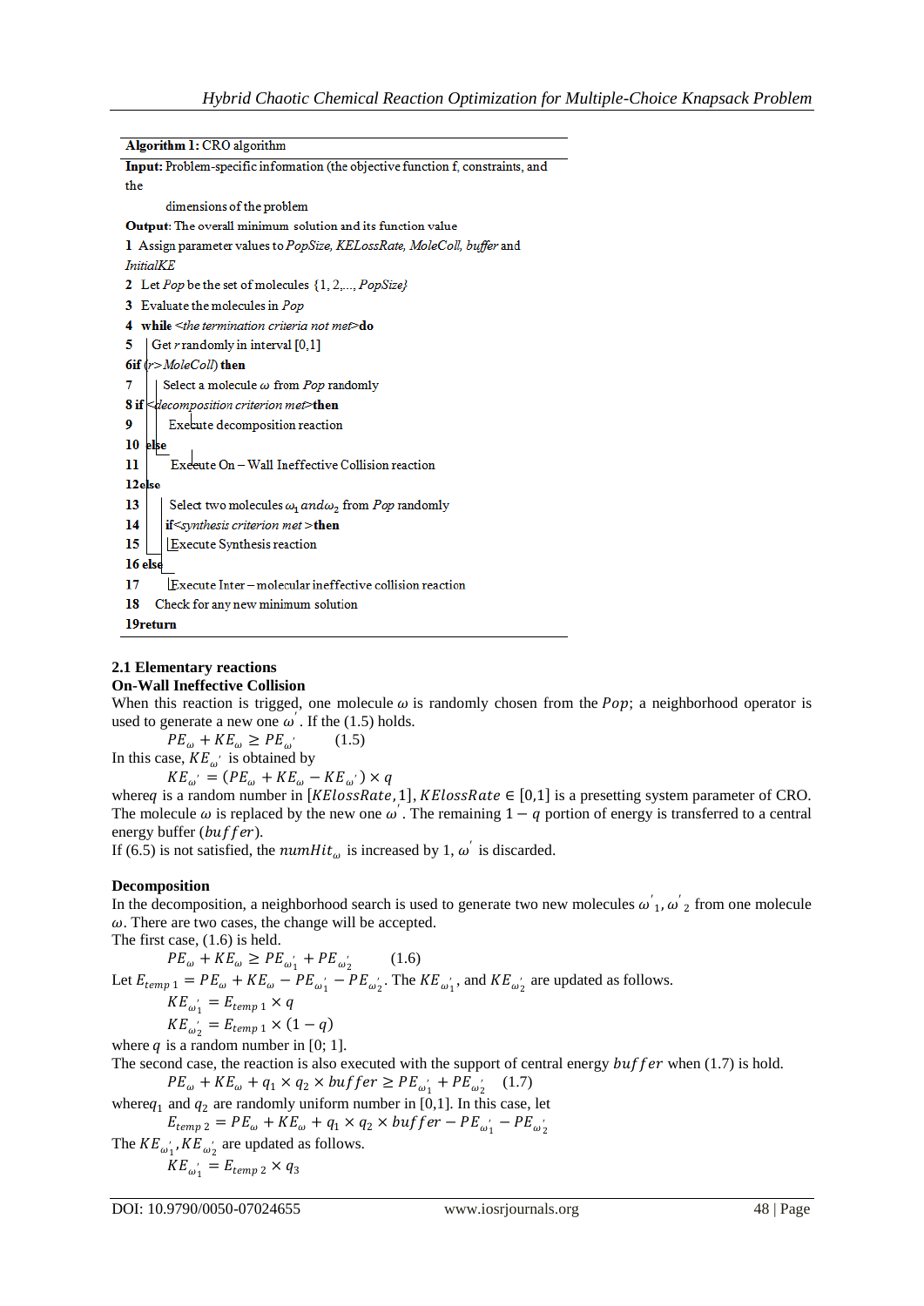**Algorithm 1:** CRO algorithm

```
Input: Problem-specific information (the objective function f, constraints, and the
        dimensions of the problem
Output: The overall minimum solution and its function value
1  Assign parameter values to PopSize, KELossRate, MoleColl, buffer and InitialKE
2  Let Pop be the set of molecules {1, 2,..., PopSize}
3  Evaluate the molecules in Pop
4  while <the termination criteria not met> do
5    Get r randomly in interval [0,1]
6    if (r > MoleColl) then
7      Select a molecule ω from Pop randomly
8      if <decomposition criterion met> then
9        Execute decomposition reaction
10     else
11       Execute On – Wall Ineffective Collision reaction
12   else
13     Select two molecules ω1 and ω2 from Pop randomly
14     if <synthesis criterion met> then
15       Execute Synthesis reaction
16     else
17       Execute Inter – molecular ineffective collision reaction
18   Check for any new minimum solution
19 return
```

### 2.1 Elementary reactions

**On-Wall Ineffective Collision**

When this reaction is trigged, one molecule $\omega$ is randomly chosen from the $Pop$; a neighborhood operator is used to generate a new one $\omega'$. If the (1.5) holds.

$$PE_{\omega} + KE_{\omega} \geq PE_{\omega'} \qquad (1.5)$$

In this case, $KE_{\omega'}$ is obtained by

$$KE_{\omega'} = (PE_{\omega} + KE_{\omega} - KE_{\omega'}) \times q$$

where $q$ is a random number in $[KElossRate, 1]$, $KElossRate \in [0,1]$ is a presetting system parameter of CRO. The molecule $\omega$ is replaced by the new one $\omega'$. The remaining $1 - q$ portion of energy is transferred to a central energy buffer ($buffer$).

If (6.5) is not satisfied, the $numHit_{\omega}$ is increased by 1, $\omega'$ is discarded.

**Decomposition**

In the decomposition, a neighborhood search is used to generate two new molecules $\omega'_1, \omega'_2$ from one molecule $\omega$. There are two cases, the change will be accepted.

The first case, (1.6) is held.

$$PE_{\omega} + KE_{\omega} \geq PE_{\omega'_1} + PE_{\omega'_2} \qquad (1.6)$$

Let $E_{temp\,1} = PE_{\omega} + KE_{\omega} - PE_{\omega'_1} - PE_{\omega'_2}$. The $KE_{\omega'_1}$, and $KE_{\omega'_2}$ are updated as follows.

$$KE_{\omega'_1} = E_{temp\,1} \times q$$

$$KE_{\omega'_2} = E_{temp\,1} \times (1 - q)$$

where $q$ is a random number in [0; 1].

The second case, the reaction is also executed with the support of central energy $buffer$ when (1.7) is hold.

$$PE_{\omega} + KE_{\omega} + q_1 \times q_2 \times buffer \geq PE_{\omega'_1} + PE_{\omega'_2} \qquad (1.7)$$

where $q_1$ and $q_2$ are randomly uniform number in [0,1]. In this case, let

$$E_{temp\,2} = PE_{\omega} + KE_{\omega} + q_1 \times q_2 \times buffer - PE_{\omega'_1} - PE_{\omega'_2}$$

The $KE_{\omega'_1}, KE_{\omega'_2}$ are updated as follows.

$$KE_{\omega'_1} = E_{temp\,2} \times q_3$$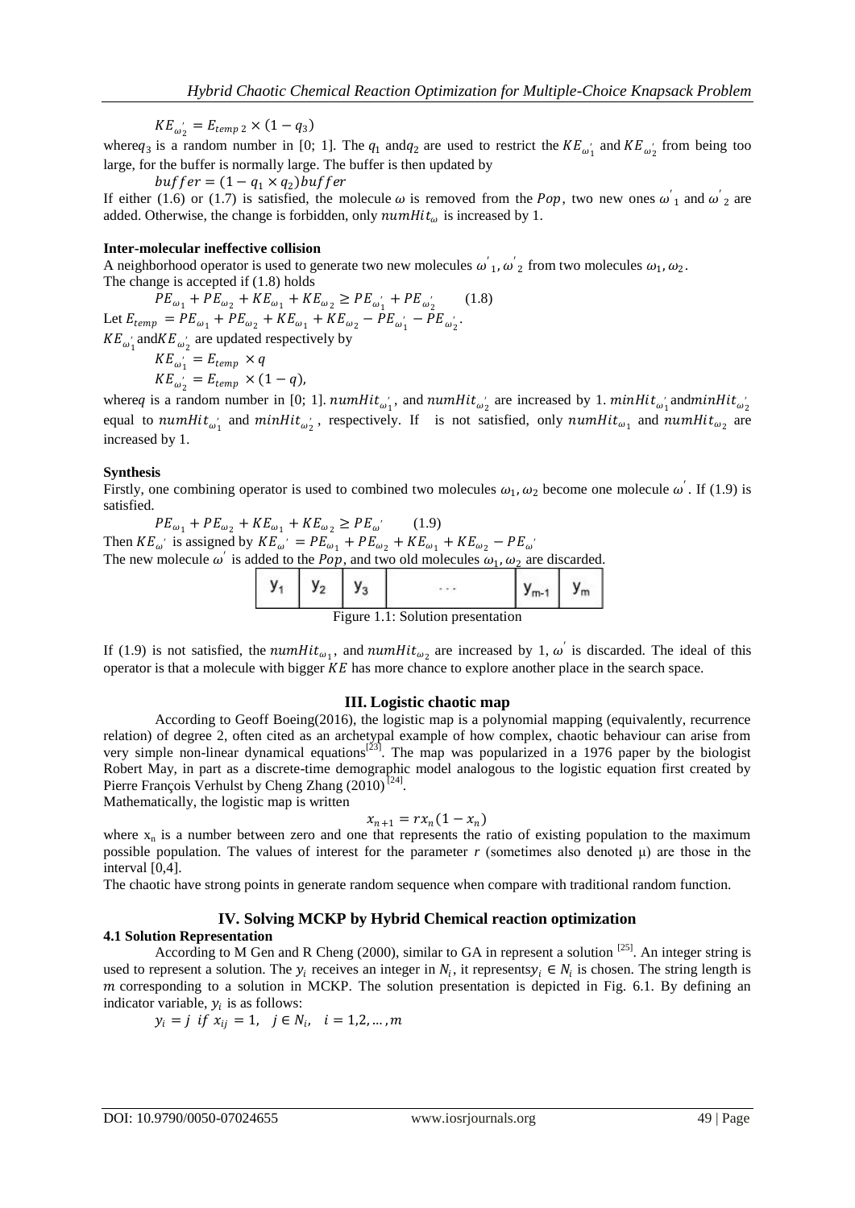$$KE_{\omega_2'} = E_{temp\,2} \times (1 - q_3)$$

where $q_3$ is a random number in [0; 1]. The $q_1$ and $q_2$ are used to restrict the $KE_{\omega_1'}$ and $KE_{\omega_2'}$ from being too large, for the buffer is normally large. The buffer is then updated by

$$buffer = (1 - q_1 \times q_2) buffer$$

If either (1.6) or (1.7) is satisfied, the molecule $\omega$ is removed from the $Pop$, two new ones $\omega'_1$ and $\omega'_2$ are added. Otherwise, the change is forbidden, only $numHit_\omega$ is increased by 1.

**Inter-molecular ineffective collision**

A neighborhood operator is used to generate two new molecules $\omega'_1, \omega'_2$ from two molecules $\omega_1, \omega_2$.
The change is accepted if (1.8) holds

$$PE_{\omega_1} + PE_{\omega_2} + KE_{\omega_1} + KE_{\omega_2} \geq PE_{\omega_1'} + PE_{\omega_2'} \qquad (1.8)$$

Let $E_{temp} = PE_{\omega_1} + PE_{\omega_2} + KE_{\omega_1} + KE_{\omega_2} - PE_{\omega_1'} - PE_{\omega_2'}$.

$KE_{\omega_1'}$ and $KE_{\omega_2'}$ are updated respectively by

$$KE_{\omega_1'} = E_{temp} \times q$$

$$KE_{\omega_2'} = E_{temp} \times (1 - q),$$

where $q$ is a random number in [0; 1]. $numHit_{\omega_1'}$, and $numHit_{\omega_2'}$ are increased by 1. $minHit_{\omega_1'}$ and $minHit_{\omega_2'}$ equal to $numHit_{\omega_1'}$ and $minHit_{\omega_2'}$, respectively. If is not satisfied, only $numHit_{\omega_1}$ and $numHit_{\omega_2}$ are increased by 1.

**Synthesis**

Firstly, one combining operator is used to combined two molecules $\omega_1, \omega_2$ become one molecule $\omega'$. If (1.9) is satisfied.

$$PE_{\omega_1} + PE_{\omega_2} + KE_{\omega_1} + KE_{\omega_2} \geq PE_{\omega'} \qquad (1.9)$$

Then $KE_{\omega'}$ is assigned by $KE_{\omega'} = PE_{\omega_1} + PE_{\omega_2} + KE_{\omega_1} + KE_{\omega_2} - PE_{\omega'}$

The new molecule $\omega'$ is added to the $Pop$, and two old molecules $\omega_1, \omega_2$ are discarded.

| $y_1$ | $y_2$ | $y_3$ | ... | $y_{m-1}$ | $y_m$ |
|---|---|---|---|---|---|

Figure 1.1: Solution presentation

If (1.9) is not satisfied, the $numHit_{\omega_1}$, and $numHit_{\omega_2}$ are increased by 1, $\omega'$ is discarded. The ideal of this operator is that a molecule with bigger $KE$ has more chance to explore another place in the search space.

## III. Logistic chaotic map

According to Geoff Boeing(2016), the logistic map is a polynomial mapping (equivalently, recurrence relation) of degree 2, often cited as an archetypal example of how complex, chaotic behaviour can arise from very simple non-linear dynamical equations[23]. The map was popularized in a 1976 paper by the biologist Robert May, in part as a discrete-time demographic model analogous to the logistic equation first created by Pierre François Verhulst by Cheng Zhang (2010)[24].

Mathematically, the logistic map is written

$$x_{n+1} = r x_n (1 - x_n)$$

where $x_n$ is a number between zero and one that represents the ratio of existing population to the maximum possible population. The values of interest for the parameter $r$ (sometimes also denoted μ) are those in the interval [0,4].

The chaotic have strong points in generate random sequence when compare with traditional random function.

## IV. Solving MCKP by Hybrid Chemical reaction optimization

### 4.1 Solution Representation

According to M Gen and R Cheng (2000), similar to GA in represent a solution [25]. An integer string is used to represent a solution. The $y_i$ receives an integer in $N_i$, it represents $y_i \in N_i$ is chosen. The string length is $m$ corresponding to a solution in MCKP. The solution presentation is depicted in Fig. 6.1. By defining an indicator variable, $y_i$ is as follows:

$$y_i = j \;\; if \;\; x_{ij} = 1, \quad j \in N_i, \quad i = 1,2, \dots, m$$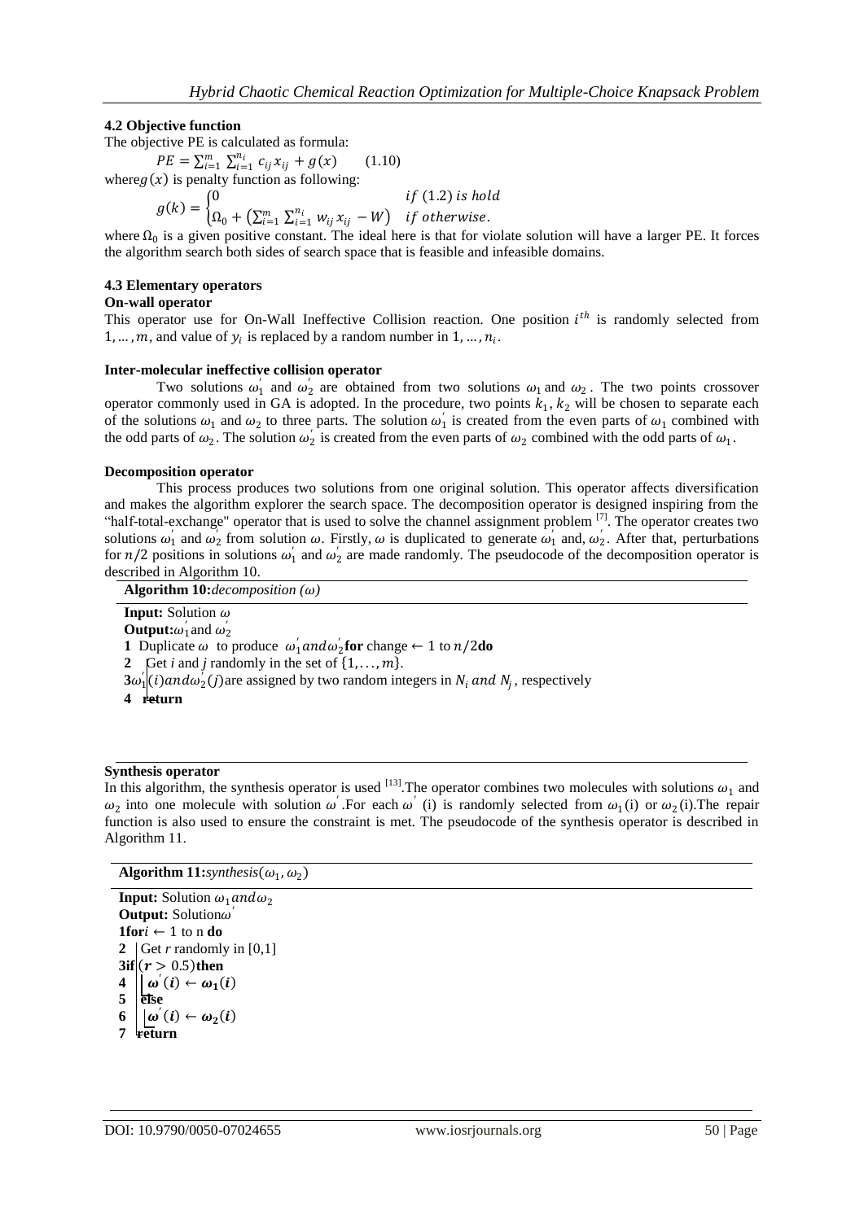### 4.2 Objective function

The objective PE is calculated as formula:

$$PE = \sum_{i=1}^{m} \sum_{i=1}^{n_i} c_{ij} x_{ij} + g(x) \qquad (1.10)$$

where $g(x)$ is penalty function as following:

$$g(k) = \begin{cases} 0 & if\ (1.2)\ is\ hold \\ \Omega_0 + \left(\sum_{i=1}^{m} \sum_{i=1}^{n_i} w_{ij} x_{ij} - W\right) & if\ otherwise. \end{cases}$$

where $\Omega_0$ is a given positive constant. The ideal here is that for violate solution will have a larger PE. It forces the algorithm search both sides of search space that is feasible and infeasible domains.

### 4.3 Elementary operators

**On-wall operator**

This operator use for On-Wall Ineffective Collision reaction. One position $i^{th}$ is randomly selected from $1, \ldots, m$, and value of $y_i$ is replaced by a random number in $1, \ldots, n_i$.

**Inter-molecular ineffective collision operator**

Two solutions $\omega_1^{'}$ and $\omega_2^{'}$ are obtained from two solutions $\omega_1$ and $\omega_2$. The two points crossover operator commonly used in GA is adopted. In the procedure, two points $k_1, k_2$ will be chosen to separate each of the solutions $\omega_1$ and $\omega_2$ to three parts. The solution $\omega_1^{'}$ is created from the even parts of $\omega_1$ combined with the odd parts of $\omega_2$. The solution $\omega_2^{'}$ is created from the even parts of $\omega_2$ combined with the odd parts of $\omega_1$.

**Decomposition operator**

This process produces two solutions from one original solution. This operator affects diversification and makes the algorithm explorer the search space. The decomposition operator is designed inspiring from the "half-total-exchange" operator that is used to solve the channel assignment problem [7]. The operator creates two solutions $\omega_1^{'}$ and $\omega_2^{'}$ from solution $\omega$. Firstly, $\omega$ is duplicated to generate $\omega_1^{'}$ and, $\omega_2^{'}$. After that, perturbations for $n/2$ positions in solutions $\omega_1^{'}$ and $\omega_2^{'}$ are made randomly. The pseudocode of the decomposition operator is described in Algorithm 10.

**Algorithm 10:** *decomposition ($\omega$)*

**Input:** Solution $\omega$
**Output:** $\omega_1^{'}$ and $\omega_2^{'}$

```
1 Duplicate ω to produce ω'1 and ω'2 for change ← 1 to n/2 do
2    Get i and j randomly in the set of {1,...,m}.
3    ω'1(i) and ω'2(j) are assigned by two random integers in N_i and N_j, respectively
4 return
```

**Synthesis operator**

In this algorithm, the synthesis operator is used [13]. The operator combines two molecules with solutions $\omega_1$ and $\omega_2$ into one molecule with solution $\omega^{'}$. For each $\omega^{'}$ (i) is randomly selected from $\omega_1$(i) or $\omega_2$(i). The repair function is also used to ensure the constraint is met. The pseudocode of the synthesis operator is described in Algorithm 11.

**Algorithm 11:** *synthesis($\omega_1, \omega_2$)*

**Input:** Solution $\omega_1$ and $\omega_2$
**Output:** Solution $\omega^{'}$

```
1 for i ← 1 to n do
2    Get r randomly in [0,1]
3    if (r > 0.5) then
4       ω'(i) ← ω1(i)
5    else
6       ω'(i) ← ω2(i)
7 return
```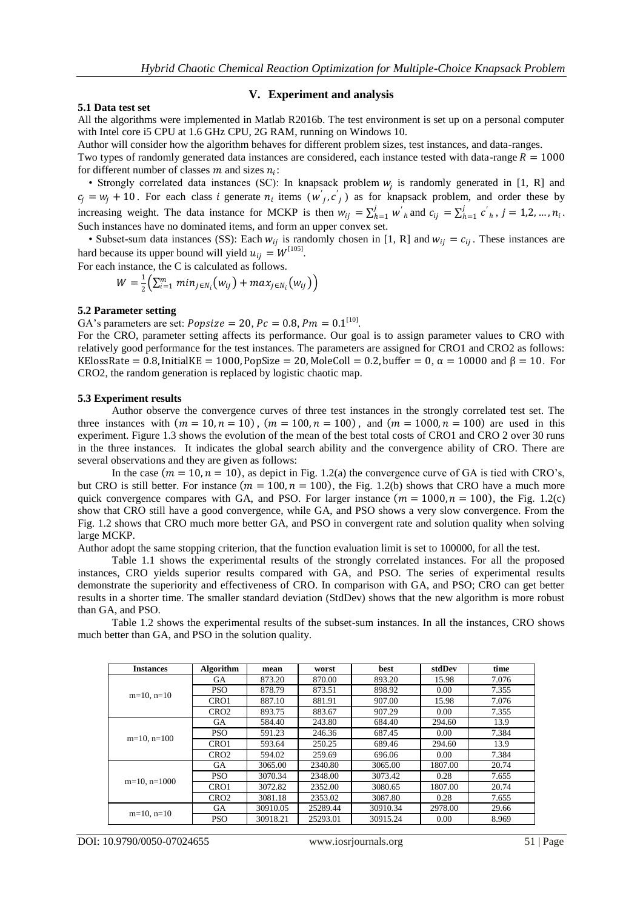## V. Experiment and analysis

### 5.1 Data test set

All the algorithms were implemented in Matlab R2016b. The test environment is set up on a personal computer with Intel core i5 CPU at 1.6 GHz CPU, 2G RAM, running on Windows 10.

Author will consider how the algorithm behaves for different problem sizes, test instances, and data-ranges.

Two types of randomly generated data instances are considered, each instance tested with data-range $R = 1000$ for different number of classes $m$ and sizes $n_i$:

• Strongly correlated data instances (SC): In knapsack problem $w_j$ is randomly generated in [1, R] and $c_j = w_j + 10$. For each class $i$ generate $n_i$ items $(w'_j, c'_j)$ as for knapsack problem, and order these by increasing weight. The data instance for MCKP is then $w_{ij} = \sum_{h=1}^{j} w'_h$ and $c_{ij} = \sum_{h=1}^{j} c'_h$, $j = 1, 2, \ldots, n_i$. Such instances have no dominated items, and form an upper convex set.

• Subset-sum data instances (SS): Each $w_{ij}$ is randomly chosen in [1, R] and $w_{ij} = c_{ij}$. These instances are hard because its upper bound will yield $u_{ij} = W$[105].

For each instance, the C is calculated as follows.

$$W = \frac{1}{2}\left(\sum_{i=1}^{m} min_{j\in N_i}(w_{ij}) + max_{j\in N_i}(w_{ij})\right)$$

### 5.2 Parameter setting

GA's parameters are set: $Popsize = 20, Pc = 0.8, Pm = 0.1$[10].

For the CRO, parameter setting affects its performance. Our goal is to assign parameter values to CRO with relatively good performance for the test instances. The parameters are assigned for CRO1 and CRO2 as follows: KElossRate = 0.8, InitialKE = 1000, PopSize = 20, MoleColl = 0.2, buffer = 0, α = 10000 and β = 10. For CRO2, the random generation is replaced by logistic chaotic map.

### 5.3 Experiment results

Author observe the convergence curves of three test instances in the strongly correlated test set. The three instances with $(m = 10, n = 10)$, $(m = 100, n = 100)$, and $(m = 1000, n = 100)$ are used in this experiment. Figure 1.3 shows the evolution of the mean of the best total costs of CRO1 and CRO 2 over 30 runs in the three instances. It indicates the global search ability and the convergence ability of CRO. There are several observations and they are given as follows:

In the case $(m = 10, n = 10)$, as depict in Fig. 1.2(a) the convergence curve of GA is tied with CRO's, but CRO is still better. For instance $(m = 100, n = 100)$, the Fig. 1.2(b) shows that CRO have a much more quick convergence compares with GA, and PSO. For larger instance $(m = 1000, n = 100)$, the Fig. 1.2(c) show that CRO still have a good convergence, while GA, and PSO shows a very slow convergence. From the Fig. 1.2 shows that CRO much more better GA, and PSO in convergent rate and solution quality when solving large MCKP.

Author adopt the same stopping criterion, that the function evaluation limit is set to 100000, for all the test.

Table 1.1 shows the experimental results of the strongly correlated instances. For all the proposed instances, CRO yields superior results compared with GA, and PSO. The series of experimental results demonstrate the superiority and effectiveness of CRO. In comparison with GA, and PSO; CRO can get better results in a shorter time. The smaller standard deviation (StdDev) shows that the new algorithm is more robust than GA, and PSO.

Table 1.2 shows the experimental results of the subset-sum instances. In all the instances, CRO shows much better than GA, and PSO in the solution quality.

| Instances | Algorithm | mean | worst | best | stdDev | time |
|---|---|---|---|---|---|---|
| m=10, n=10 | GA | 873.20 | 870.00 | 893.20 | 15.98 | 7.076 |
| | PSO | 878.79 | 873.51 | 898.92 | 0.00 | 7.355 |
| | CRO1 | 887.10 | 881.91 | 907.00 | 15.98 | 7.076 |
| | CRO2 | 893.75 | 883.67 | 907.29 | 0.00 | 7.355 |
| m=10, n=100 | GA | 584.40 | 243.80 | 684.40 | 294.60 | 13.9 |
| | PSO | 591.23 | 246.36 | 687.45 | 0.00 | 7.384 |
| | CRO1 | 593.64 | 250.25 | 689.46 | 294.60 | 13.9 |
| | CRO2 | 594.02 | 259.69 | 696.06 | 0.00 | 7.384 |
| m=10, n=1000 | GA | 3065.00 | 2340.80 | 3065.00 | 1807.00 | 20.74 |
| | PSO | 3070.34 | 2348.00 | 3073.42 | 0.28 | 7.655 |
| | CRO1 | 3072.82 | 2352.00 | 3080.65 | 1807.00 | 20.74 |
| | CRO2 | 3081.18 | 2353.02 | 3087.80 | 0.28 | 7.655 |
| m=10, n=10 | GA | 30910.05 | 25289.44 | 30910.34 | 2978.00 | 29.66 |
| | PSO | 30918.21 | 25293.01 | 30915.24 | 0.00 | 8.969 |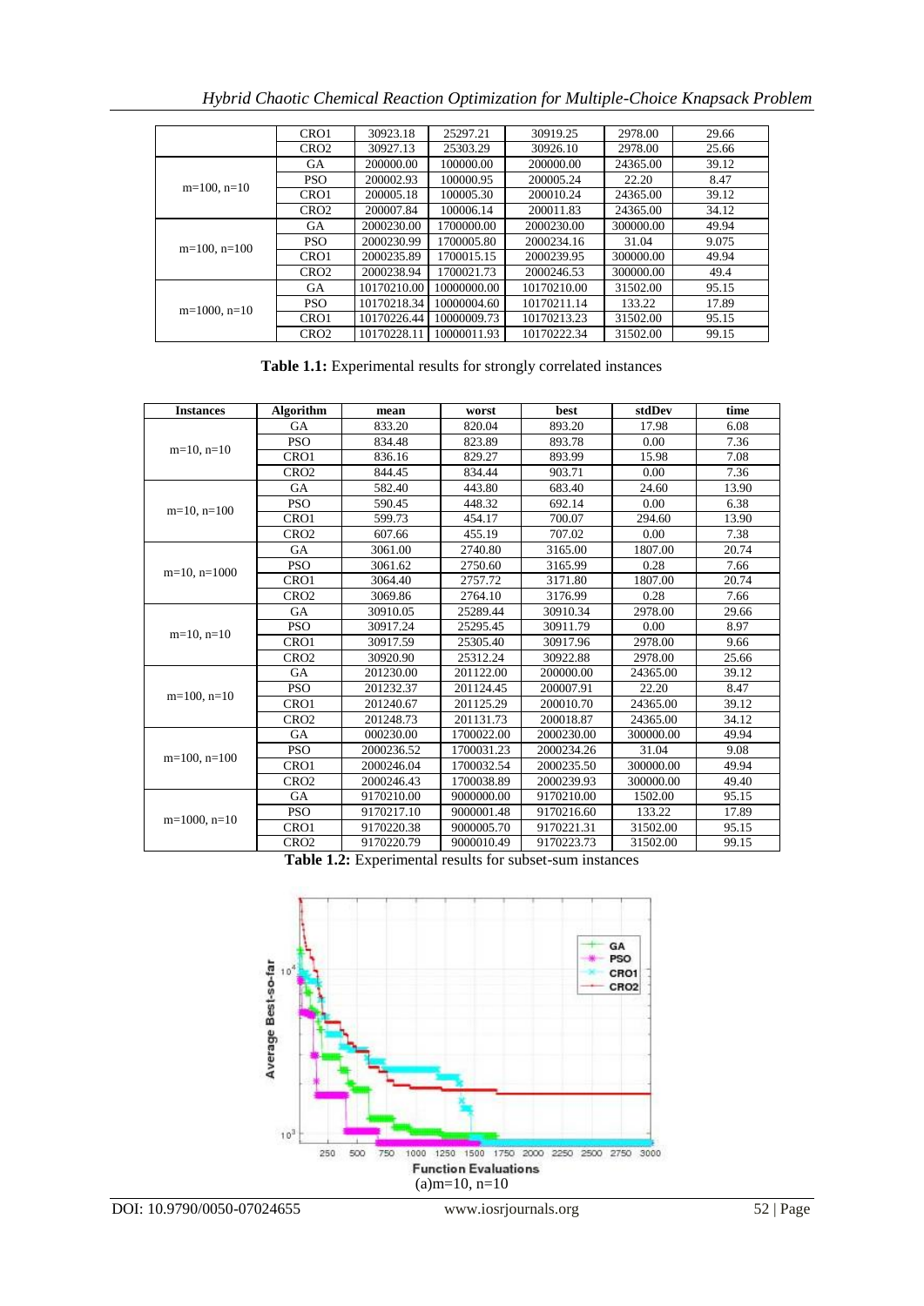|  | CRO1 | 30923.18 | 25297.21 | 30919.25 | 2978.00 | 29.66 |
|---|---|---|---|---|---|---|
|  | CRO2 | 30927.13 | 25303.29 | 30926.10 | 2978.00 | 25.66 |
| m=100, n=10 | GA | 200000.00 | 100000.00 | 200000.00 | 24365.00 | 39.12 |
|  | PSO | 200002.93 | 100000.95 | 200005.24 | 22.20 | 8.47 |
|  | CRO1 | 200005.18 | 100005.30 | 200010.24 | 24365.00 | 39.12 |
|  | CRO2 | 200007.84 | 100006.14 | 200011.83 | 24365.00 | 34.12 |
| m=100, n=100 | GA | 2000230.00 | 1700000.00 | 2000230.00 | 300000.00 | 49.94 |
|  | PSO | 2000230.99 | 1700005.80 | 2000234.16 | 31.04 | 9.075 |
|  | CRO1 | 2000235.89 | 1700015.15 | 2000239.95 | 300000.00 | 49.94 |
|  | CRO2 | 2000238.94 | 1700021.73 | 2000246.53 | 300000.00 | 49.4 |
| m=1000, n=10 | GA | 10170210.00 | 10000000.00 | 10170210.00 | 31502.00 | 95.15 |
|  | PSO | 10170218.34 | 10000004.60 | 10170211.14 | 133.22 | 17.89 |
|  | CRO1 | 10170226.44 | 10000009.73 | 10170213.23 | 31502.00 | 95.15 |
|  | CRO2 | 10170228.11 | 10000011.93 | 10170222.34 | 31502.00 | 99.15 |

**Table 1.1:** Experimental results for strongly correlated instances

| Instances | Algorithm | mean | worst | best | stdDev | time |
|---|---|---|---|---|---|---|
| m=10, n=10 | GA | 833.20 | 820.04 | 893.20 | 17.98 | 6.08 |
|  | PSO | 834.48 | 823.89 | 893.78 | 0.00 | 7.36 |
|  | CRO1 | 836.16 | 829.27 | 893.99 | 15.98 | 7.08 |
|  | CRO2 | 844.45 | 834.44 | 903.71 | 0.00 | 7.36 |
| m=10, n=100 | GA | 582.40 | 443.80 | 683.40 | 24.60 | 13.90 |
|  | PSO | 590.45 | 448.32 | 692.14 | 0.00 | 6.38 |
|  | CRO1 | 599.73 | 454.17 | 700.07 | 294.60 | 13.90 |
|  | CRO2 | 607.66 | 455.19 | 707.02 | 0.00 | 7.38 |
| m=10, n=1000 | GA | 3061.00 | 2740.80 | 3165.00 | 1807.00 | 20.74 |
|  | PSO | 3061.62 | 2750.60 | 3165.99 | 0.28 | 7.66 |
|  | CRO1 | 3064.40 | 2757.72 | 3171.80 | 1807.00 | 20.74 |
|  | CRO2 | 3069.86 | 2764.10 | 3176.99 | 0.28 | 7.66 |
| m=10, n=10 | GA | 30910.05 | 25289.44 | 30910.34 | 2978.00 | 29.66 |
|  | PSO | 30917.24 | 25295.45 | 30911.79 | 0.00 | 8.97 |
|  | CRO1 | 30917.59 | 25305.40 | 30917.96 | 2978.00 | 9.66 |
|  | CRO2 | 30920.90 | 25312.24 | 30922.88 | 2978.00 | 25.66 |
| m=100, n=10 | GA | 201230.00 | 201122.00 | 200000.00 | 24365.00 | 39.12 |
|  | PSO | 201232.37 | 201124.45 | 200007.91 | 22.20 | 8.47 |
|  | CRO1 | 201240.67 | 201125.29 | 200010.70 | 24365.00 | 39.12 |
|  | CRO2 | 201248.73 | 201131.73 | 200018.87 | 24365.00 | 34.12 |
| m=100, n=100 | GA | 000230.00 | 1700022.00 | 2000230.00 | 300000.00 | 49.94 |
|  | PSO | 2000236.52 | 1700031.23 | 2000234.26 | 31.04 | 9.08 |
|  | CRO1 | 2000246.04 | 1700032.54 | 2000235.50 | 300000.00 | 49.94 |
|  | CRO2 | 2000246.43 | 1700038.89 | 2000239.93 | 300000.00 | 49.40 |
| m=1000, n=10 | GA | 9170210.00 | 9000000.00 | 9170210.00 | 1502.00 | 95.15 |
|  | PSO | 9170217.10 | 9000001.48 | 9170216.60 | 133.22 | 17.89 |
|  | CRO1 | 9170220.38 | 9000005.70 | 9170221.31 | 31502.00 | 95.15 |
|  | CRO2 | 9170220.79 | 9000010.49 | 9170223.73 | 31502.00 | 99.15 |

**Table 1.2:** Experimental results for subset-sum instances

(a)m=10, n=10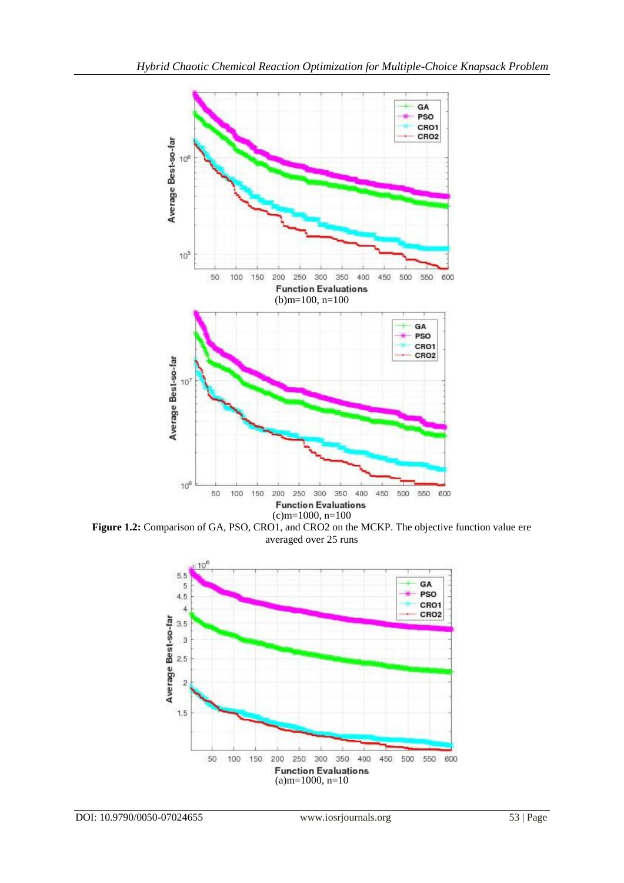(b)m=100, n=100

(c)m=1000, n=100

**Figure 1.2:** Comparison of GA, PSO, CRO1, and CRO2 on the MCKP. The objective function value ere averaged over 25 runs

(a)m=1000, n=10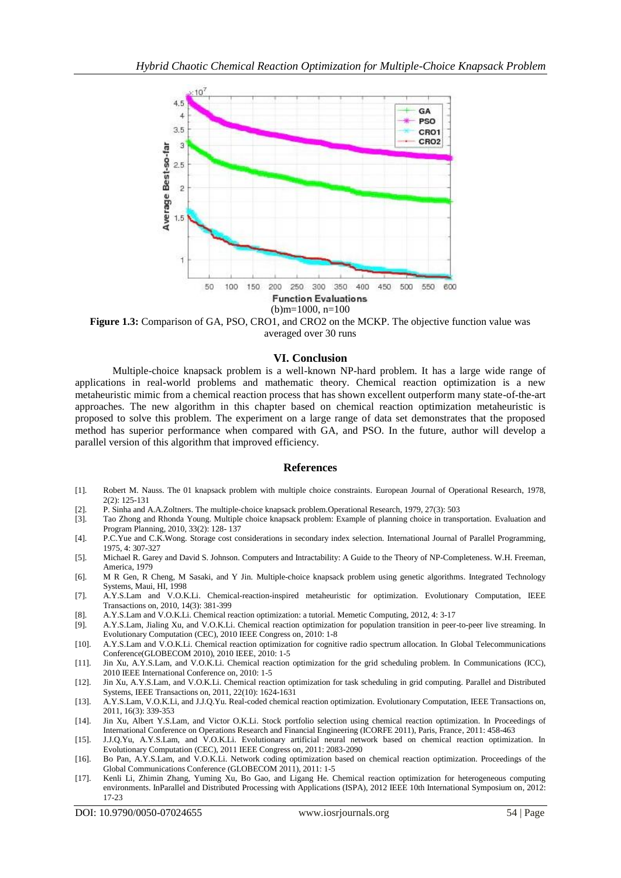(b)m=1000, n=100

**Figure 1.3:** Comparison of GA, PSO, CRO1, and CRO2 on the MCKP. The objective function value was averaged over 30 runs

## VI. Conclusion

Multiple-choice knapsack problem is a well-known NP-hard problem. It has a large wide range of applications in real-world problems and mathematic theory. Chemical reaction optimization is a new metaheuristic mimic from a chemical reaction process that has shown excellent outperform many state-of-the-art approaches. The new algorithm in this chapter based on chemical reaction optimization metaheuristic is proposed to solve this problem. The experiment on a large range of data set demonstrates that the proposed method has superior performance when compared with GA, and PSO. In the future, author will develop a parallel version of this algorithm that improved efficiency.

## References

- [1]. Robert M. Nauss. The 01 knapsack problem with multiple choice constraints. European Journal of Operational Research, 1978, 2(2): 125-131
- [2]. P. Sinha and A.A.Zoltners. The multiple-choice knapsack problem.Operational Research, 1979, 27(3): 503
- [3]. Tao Zhong and Rhonda Young. Multiple choice knapsack problem: Example of planning choice in transportation. Evaluation and Program Planning, 2010, 33(2): 128- 137
- [4]. P.C.Yue and C.K.Wong. Storage cost considerations in secondary index selection. International Journal of Parallel Programming, 1975, 4: 307-327
- [5]. Michael R. Garey and David S. Johnson. Computers and Intractability: A Guide to the Theory of NP-Completeness. W.H. Freeman, America, 1979
- [6]. M R Gen, R Cheng, M Sasaki, and Y Jin. Multiple-choice knapsack problem using genetic algorithms. Integrated Technology Systems, Maui, HI, 1998
- [7]. A.Y.S.Lam and V.O.K.Li. Chemical-reaction-inspired metaheuristic for optimization. Evolutionary Computation, IEEE Transactions on, 2010, 14(3): 381-399
- [8]. A.Y.S.Lam and V.O.K.Li. Chemical reaction optimization: a tutorial. Memetic Computing, 2012, 4: 3-17
- [9]. A.Y.S.Lam, Jialing Xu, and V.O.K.Li. Chemical reaction optimization for population transition in peer-to-peer live streaming. In Evolutionary Computation (CEC), 2010 IEEE Congress on, 2010: 1-8
- [10]. A.Y.S.Lam and V.O.K.Li. Chemical reaction optimization for cognitive radio spectrum allocation. In Global Telecommunications Conference(GLOBECOM 2010), 2010 IEEE, 2010: 1-5
- [11]. Jin Xu, A.Y.S.Lam, and V.O.K.Li. Chemical reaction optimization for the grid scheduling problem. In Communications (ICC), 2010 IEEE International Conference on, 2010: 1-5
- [12]. Jin Xu, A.Y.S.Lam, and V.O.K.Li. Chemical reaction optimization for task scheduling in grid computing. Parallel and Distributed Systems, IEEE Transactions on, 2011, 22(10): 1624-1631
- [13]. A.Y.S.Lam, V.O.K.Li, and J.J.Q.Yu. Real-coded chemical reaction optimization. Evolutionary Computation, IEEE Transactions on, 2011, 16(3): 339-353
- [14]. Jin Xu, Albert Y.S.Lam, and Victor O.K.Li. Stock portfolio selection using chemical reaction optimization. In Proceedings of International Conference on Operations Research and Financial Engineering (ICORFE 2011), Paris, France, 2011: 458-463
- [15]. J.J.Q.Yu, A.Y.S.Lam, and V.O.K.Li. Evolutionary artificial neural network based on chemical reaction optimization. In Evolutionary Computation (CEC), 2011 IEEE Congress on, 2011: 2083-2090
- [16]. Bo Pan, A.Y.S.Lam, and V.O.K.Li. Network coding optimization based on chemical reaction optimization. Proceedings of the Global Communications Conference (GLOBECOM 2011), 2011: 1-5
- [17]. Kenli Li, Zhimin Zhang, Yuming Xu, Bo Gao, and Ligang He. Chemical reaction optimization for heterogeneous computing environments. InParallel and Distributed Processing with Applications (ISPA), 2012 IEEE 10th International Symposium on, 2012: 17-23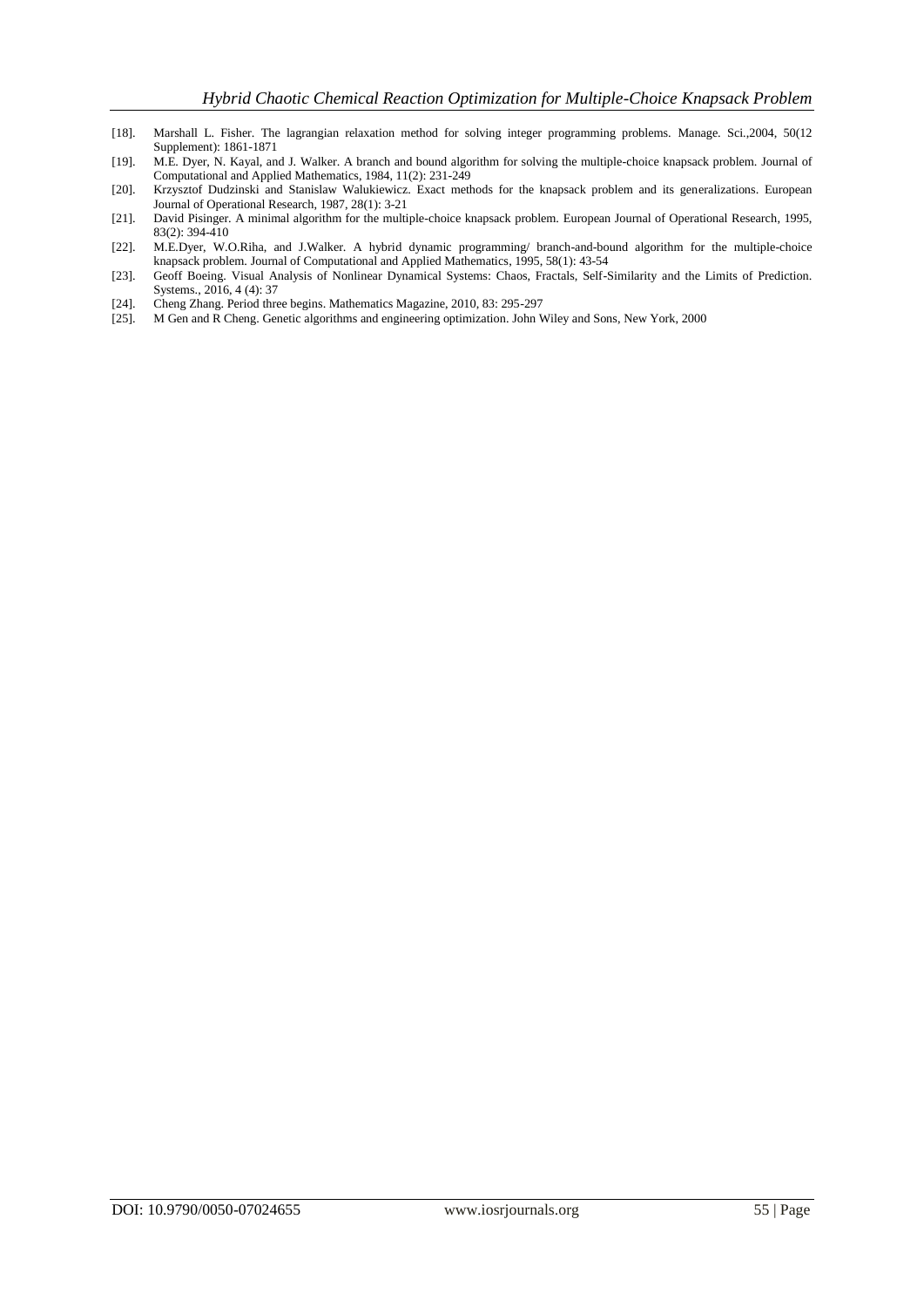[18]. Marshall L. Fisher. The lagrangian relaxation method for solving integer programming problems. Manage. Sci.,2004, 50(12 Supplement): 1861-1871

[19]. M.E. Dyer, N. Kayal, and J. Walker. A branch and bound algorithm for solving the multiple-choice knapsack problem. Journal of Computational and Applied Mathematics, 1984, 11(2): 231-249

[20]. Krzysztof Dudzinski and Stanislaw Walukiewicz. Exact methods for the knapsack problem and its generalizations. European Journal of Operational Research, 1987, 28(1): 3-21

[21]. David Pisinger. A minimal algorithm for the multiple-choice knapsack problem. European Journal of Operational Research, 1995, 83(2): 394-410

[22]. M.E.Dyer, W.O.Riha, and J.Walker. A hybrid dynamic programming/ branch-and-bound algorithm for the multiple-choice knapsack problem. Journal of Computational and Applied Mathematics, 1995, 58(1): 43-54

[23]. Geoff Boeing. Visual Analysis of Nonlinear Dynamical Systems: Chaos, Fractals, Self-Similarity and the Limits of Prediction. Systems., 2016, 4 (4): 37

[24]. Cheng Zhang. Period three begins. Mathematics Magazine, 2010, 83: 295-297

[25]. M Gen and R Cheng. Genetic algorithms and engineering optimization. John Wiley and Sons, New York, 2000